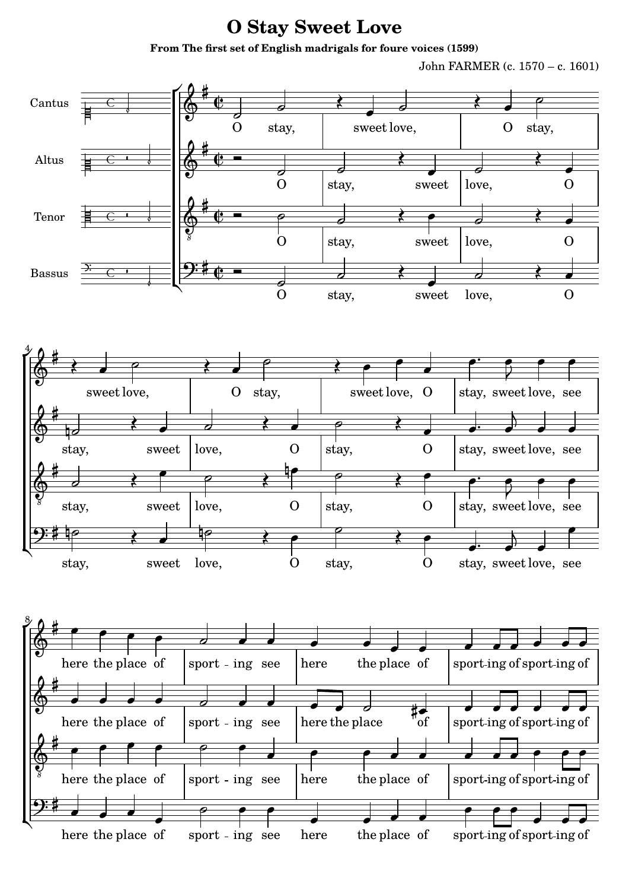# O Stay Sweet Love

**From The first set of English madrigals for foure voices (1599)**

John FARMER (c. 1570 – c. 1601)

Cantus

Altus

Tenor

Bassus

**Cantus:** O stay, sweet love, O stay, sweet love, O stay, sweet love, O stay, sweet love, see here the place of sport - ing see here the place of sport-ing of sport-ing of

**Altus:** O stay, sweet love, O stay, sweet love, O stay, O stay, sweet love, see here the place of sport - ing see here the place of sport-ing of sport-ing of

**Tenor:** O stay, sweet love, O stay, sweet love, O stay, O stay, sweet love, see here the place of sport - ing see here the place of sport-ing of sport-ing of

**Bassus:** O stay, sweet love, O stay, sweet love, O stay, O stay, sweet love, see here the place of sport - ing see here the place of sport-ing of sport-ing of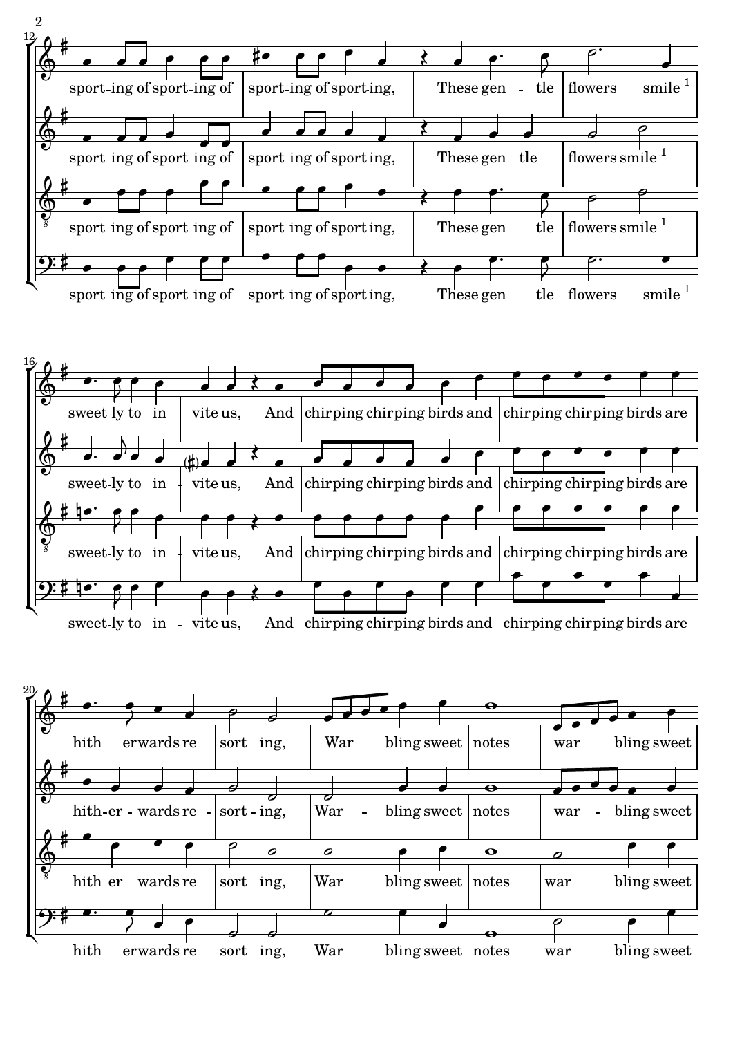sport-ing of sport-ing of sport-ing of sport-ing, These gen - tle flowers smile [1]

sweet-ly to in - vite us, And chirping chirping birds and chirping chirping birds are

hith - erwards re - sort - ing, War - bling sweet notes war - bling sweet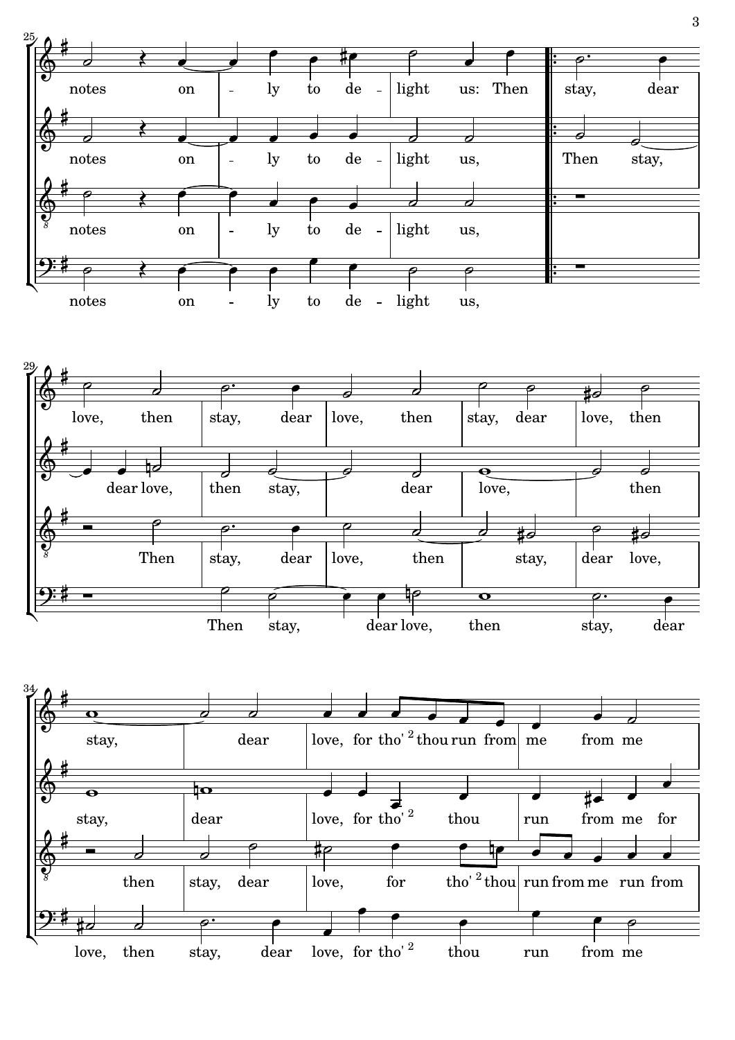notes on - ly to de - light us: Then stay, dear love, then stay, dear love, then stay, dear love, then stay, dear love, for tho' [2] thou run from me from me

notes on - ly to de - light us, Then stay, dear love, then stay, dear love, then stay, dear love, for tho' [2] thou run from me for

notes on - ly to de - light us, Then stay, dear love, then stay, dear love, then stay, dear love, for tho' [2] thou run from me run from

notes on - ly to de - light us, Then stay, dear love, then stay, dear love, then stay, dear love, for tho' [2] thou run from me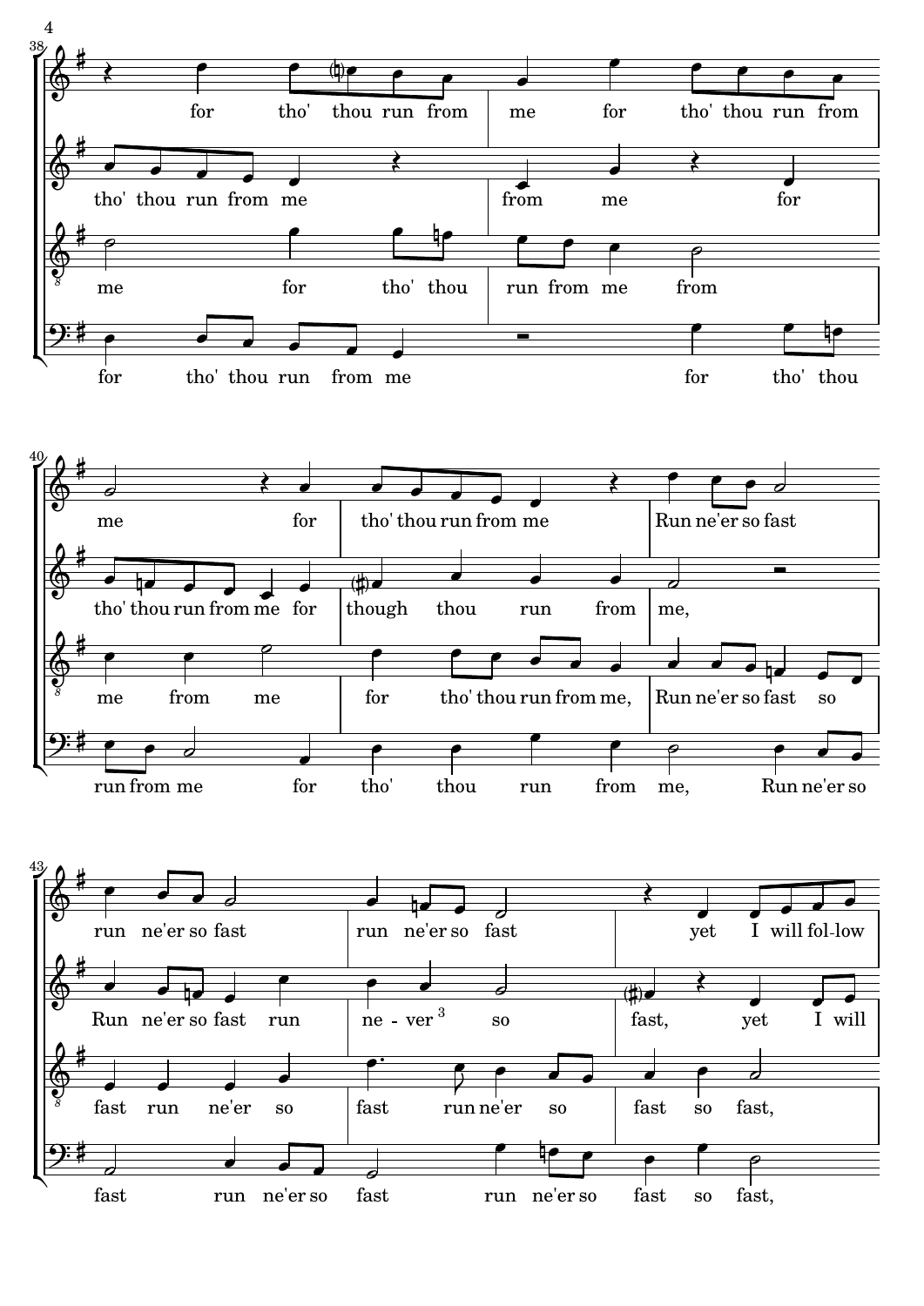for tho' thou run from me for tho' thou run from

tho' thou run from me from me for

me for tho' thou run from me from

for tho' thou run from me for tho' thou

me for tho' thou run from me Run ne'er so fast

tho' thou run from me for though thou run from me,

me from me for tho' thou run from me, Run ne'er so fast so

run from me for tho' thou run from me, Run ne'er so

run ne'er so fast run ne'er so fast yet I will fol-low

Run ne'er so fast run ne - ver so fast, yet I will

fast run ne'er so fast run ne'er so fast so fast,

fast run ne'er so fast run ne'er so fast so fast,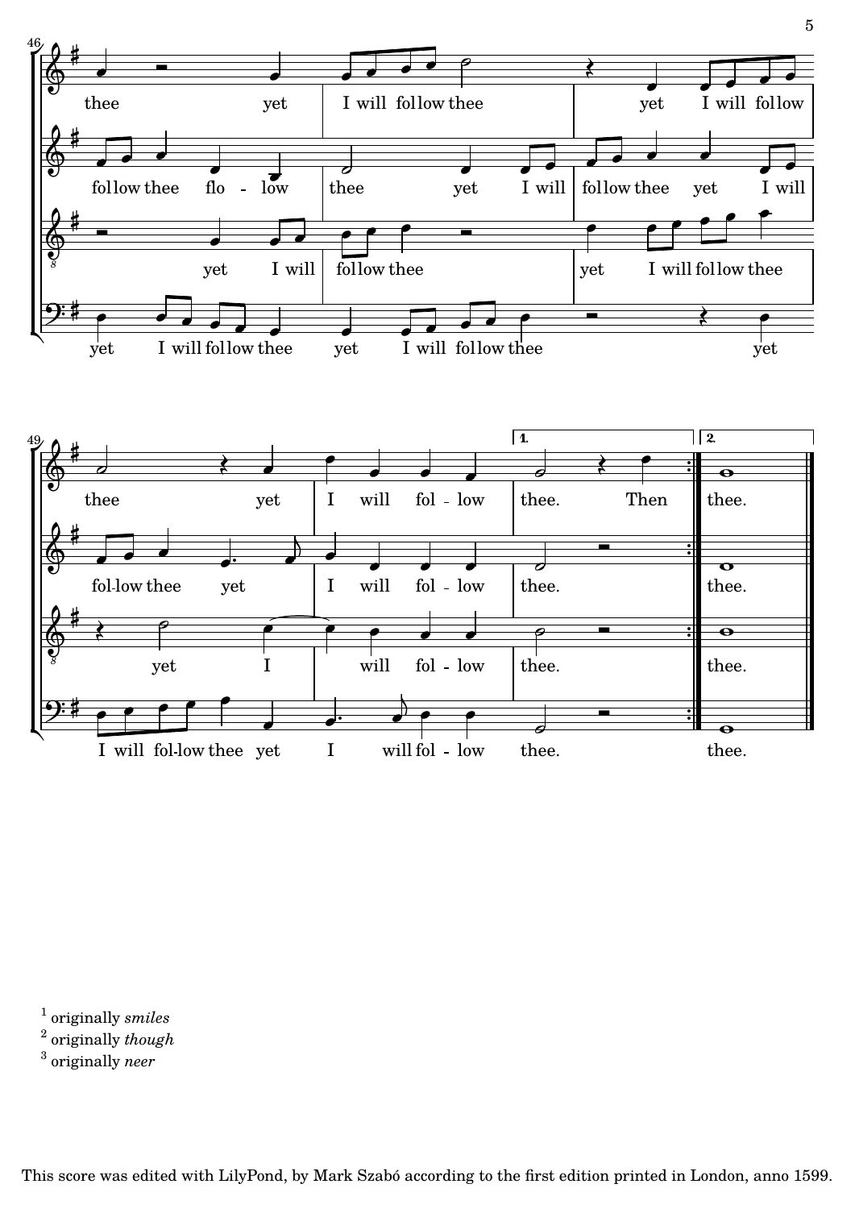[1] originally *smiles*
[2] originally *though*
[3] originally *neer*

This score was edited with LilyPond, by Mark Szabó according to the first edition printed in London, anno 1599.